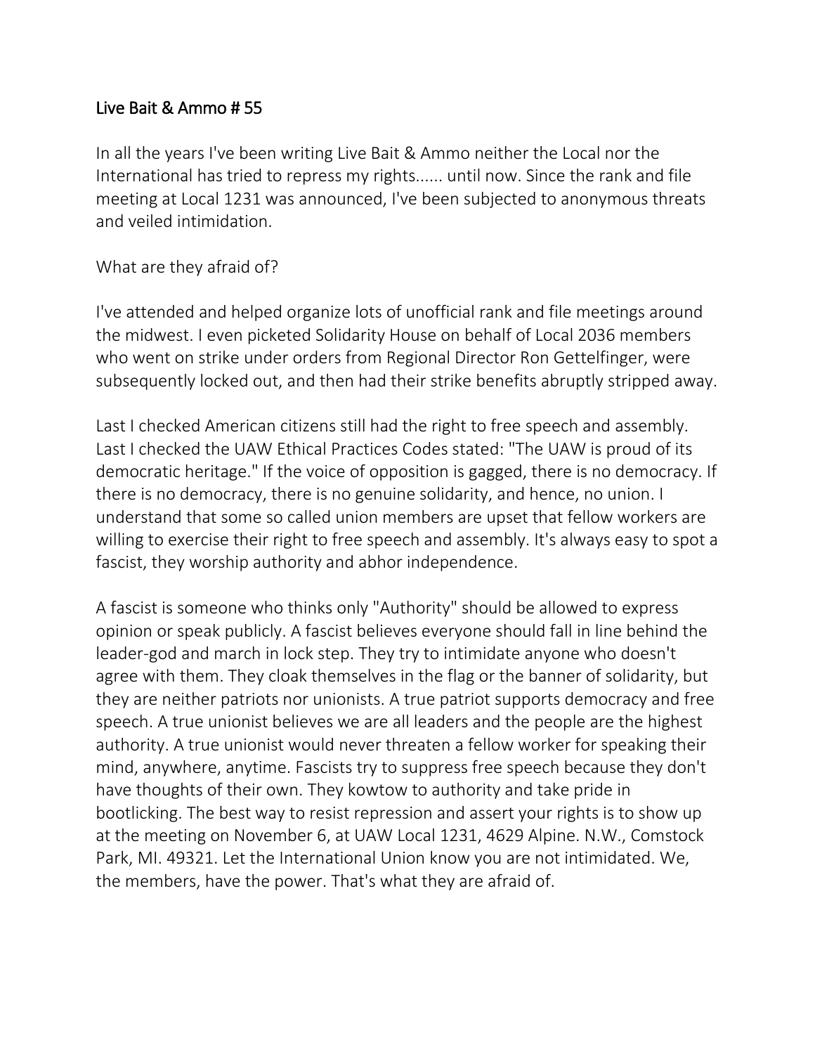## Live Bait & Ammo # 55

In all the years I've been writing Live Bait & Ammo neither the Local nor the International has tried to repress my rights...... until now. Since the rank and file meeting at Local 1231 was announced, I've been subjected to anonymous threats and veiled intimidation.

What are they afraid of?

I've attended and helped organize lots of unofficial rank and file meetings around the midwest. I even picketed Solidarity House on behalf of Local 2036 members who went on strike under orders from Regional Director Ron Gettelfinger, were subsequently locked out, and then had their strike benefits abruptly stripped away.

Last I checked American citizens still had the right to free speech and assembly. Last I checked the UAW Ethical Practices Codes stated: "The UAW is proud of its democratic heritage." If the voice of opposition is gagged, there is no democracy. If there is no democracy, there is no genuine solidarity, and hence, no union. I understand that some so called union members are upset that fellow workers are willing to exercise their right to free speech and assembly. It's always easy to spot a fascist, they worship authority and abhor independence.

A fascist is someone who thinks only "Authority" should be allowed to express opinion or speak publicly. A fascist believes everyone should fall in line behind the leader-god and march in lock step. They try to intimidate anyone who doesn't agree with them. They cloak themselves in the flag or the banner of solidarity, but they are neither patriots nor unionists. A true patriot supports democracy and free speech. A true unionist believes we are all leaders and the people are the highest authority. A true unionist would never threaten a fellow worker for speaking their mind, anywhere, anytime. Fascists try to suppress free speech because they don't have thoughts of their own. They kowtow to authority and take pride in bootlicking. The best way to resist repression and assert your rights is to show up at the meeting on November 6, at UAW Local 1231, 4629 Alpine. N.W., Comstock Park, MI. 49321. Let the International Union know you are not intimidated. We, the members, have the power. That's what they are afraid of.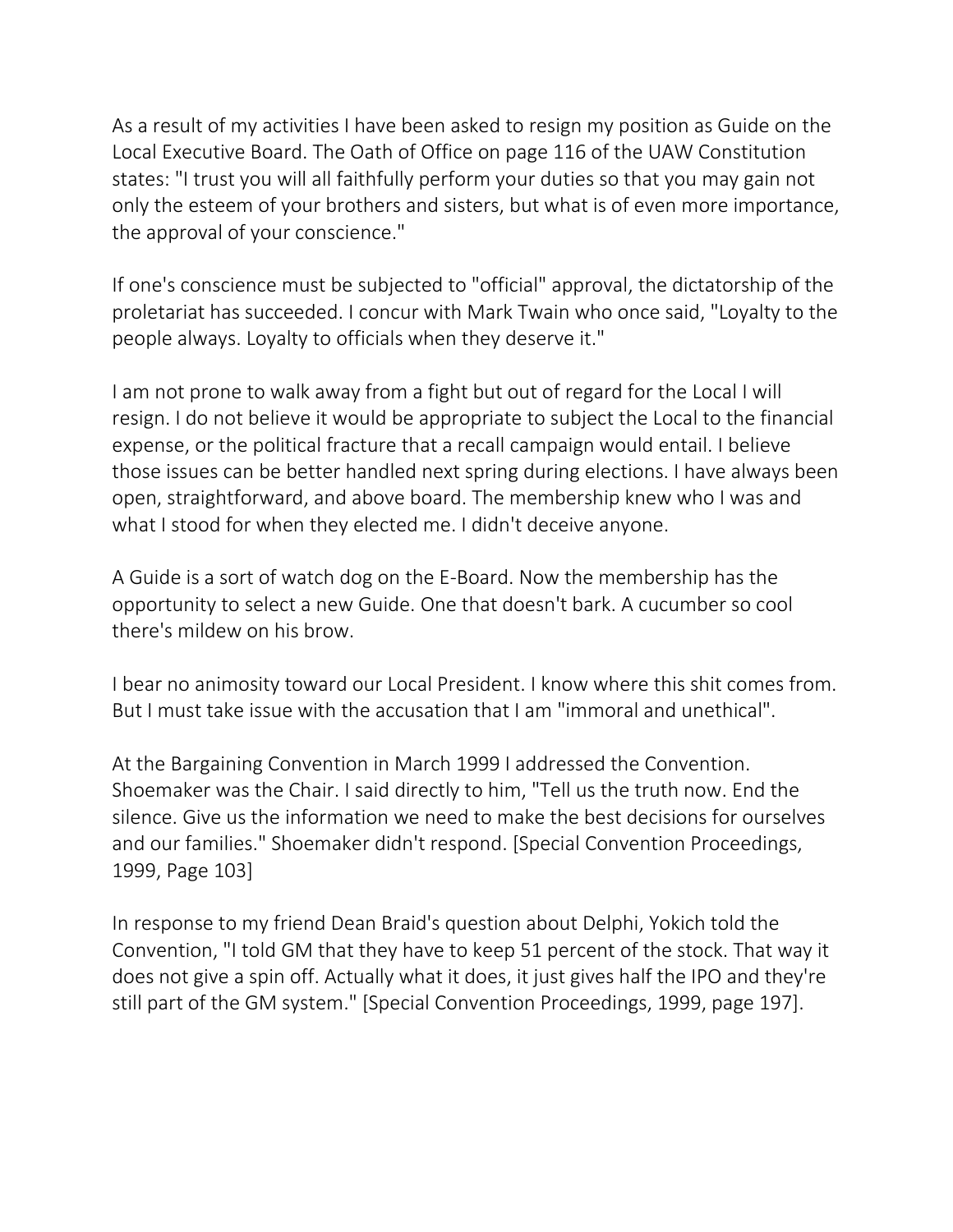As a result of my activities I have been asked to resign my position as Guide on the Local Executive Board. The Oath of Office on page 116 of the UAW Constitution states: "I trust you will all faithfully perform your duties so that you may gain not only the esteem of your brothers and sisters, but what is of even more importance, the approval of your conscience."

If one's conscience must be subjected to "official" approval, the dictatorship of the proletariat has succeeded. I concur with Mark Twain who once said, "Loyalty to the people always. Loyalty to officials when they deserve it."

I am not prone to walk away from a fight but out of regard for the Local I will resign. I do not believe it would be appropriate to subject the Local to the financial expense, or the political fracture that a recall campaign would entail. I believe those issues can be better handled next spring during elections. I have always been open, straightforward, and above board. The membership knew who I was and what I stood for when they elected me. I didn't deceive anyone.

A Guide is a sort of watch dog on the E-Board. Now the membership has the opportunity to select a new Guide. One that doesn't bark. A cucumber so cool there's mildew on his brow.

I bear no animosity toward our Local President. I know where this shit comes from. But I must take issue with the accusation that I am "immoral and unethical".

At the Bargaining Convention in March 1999 I addressed the Convention. Shoemaker was the Chair. I said directly to him, "Tell us the truth now. End the silence. Give us the information we need to make the best decisions for ourselves and our families." Shoemaker didn't respond. [Special Convention Proceedings, 1999, Page 103]

In response to my friend Dean Braid's question about Delphi, Yokich told the Convention, "I told GM that they have to keep 51 percent of the stock. That way it does not give a spin off. Actually what it does, it just gives half the IPO and they're still part of the GM system." [Special Convention Proceedings, 1999, page 197].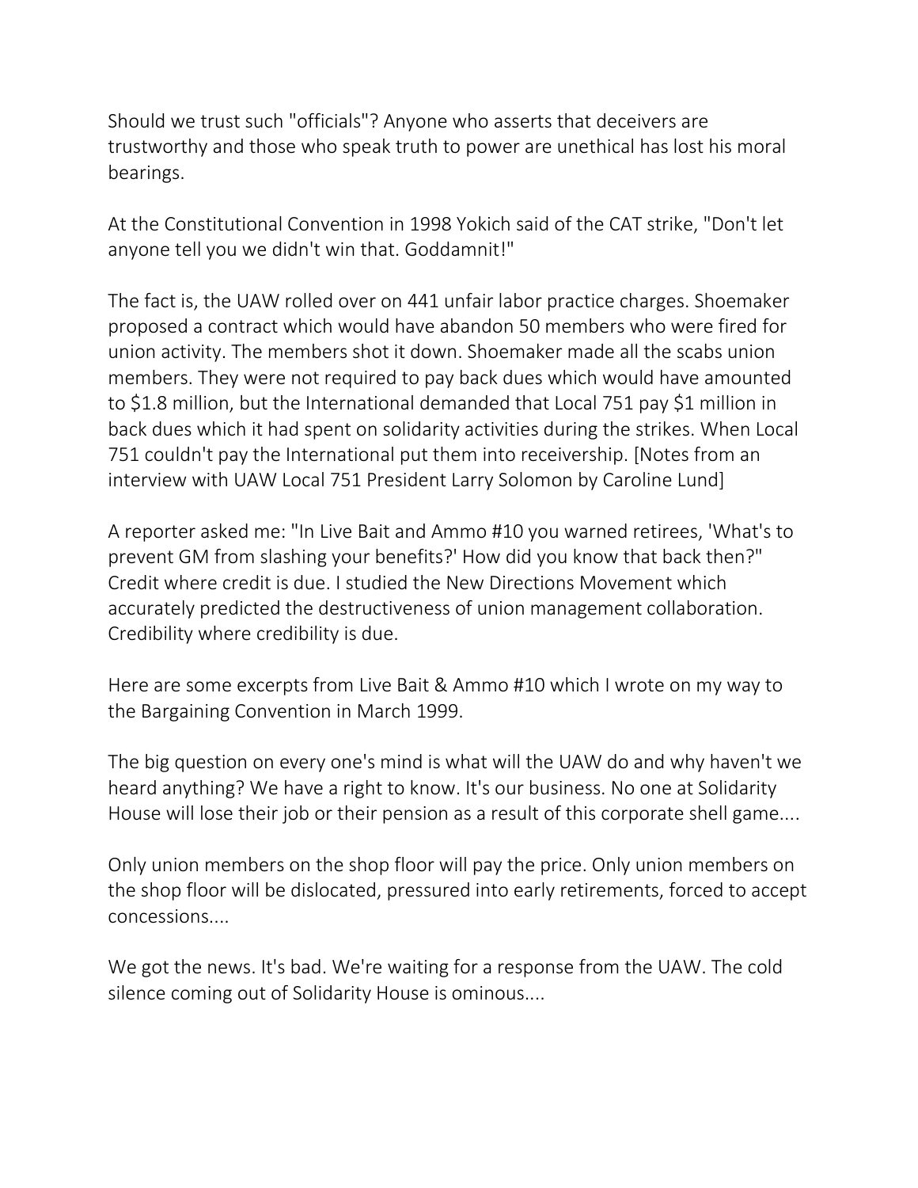Should we trust such "officials"? Anyone who asserts that deceivers are trustworthy and those who speak truth to power are unethical has lost his moral bearings.

At the Constitutional Convention in 1998 Yokich said of the CAT strike, "Don't let anyone tell you we didn't win that. Goddamnit!"

The fact is, the UAW rolled over on 441 unfair labor practice charges. Shoemaker proposed a contract which would have abandon 50 members who were fired for union activity. The members shot it down. Shoemaker made all the scabs union members. They were not required to pay back dues which would have amounted to $1.8 million, but the International demanded that Local 751 pay $1 million in back dues which it had spent on solidarity activities during the strikes. When Local 751 couldn't pay the International put them into receivership. [Notes from an interview with UAW Local 751 President Larry Solomon by Caroline Lund]

A reporter asked me: "In Live Bait and Ammo #10 you warned retirees, 'What's to prevent GM from slashing your benefits?' How did you know that back then?" Credit where credit is due. I studied the New Directions Movement which accurately predicted the destructiveness of union management collaboration. Credibility where credibility is due.

Here are some excerpts from Live Bait & Ammo #10 which I wrote on my way to the Bargaining Convention in March 1999.

The big question on every one's mind is what will the UAW do and why haven't we heard anything? We have a right to know. It's our business. No one at Solidarity House will lose their job or their pension as a result of this corporate shell game....

Only union members on the shop floor will pay the price. Only union members on the shop floor will be dislocated, pressured into early retirements, forced to accept concessions....

We got the news. It's bad. We're waiting for a response from the UAW. The cold silence coming out of Solidarity House is ominous....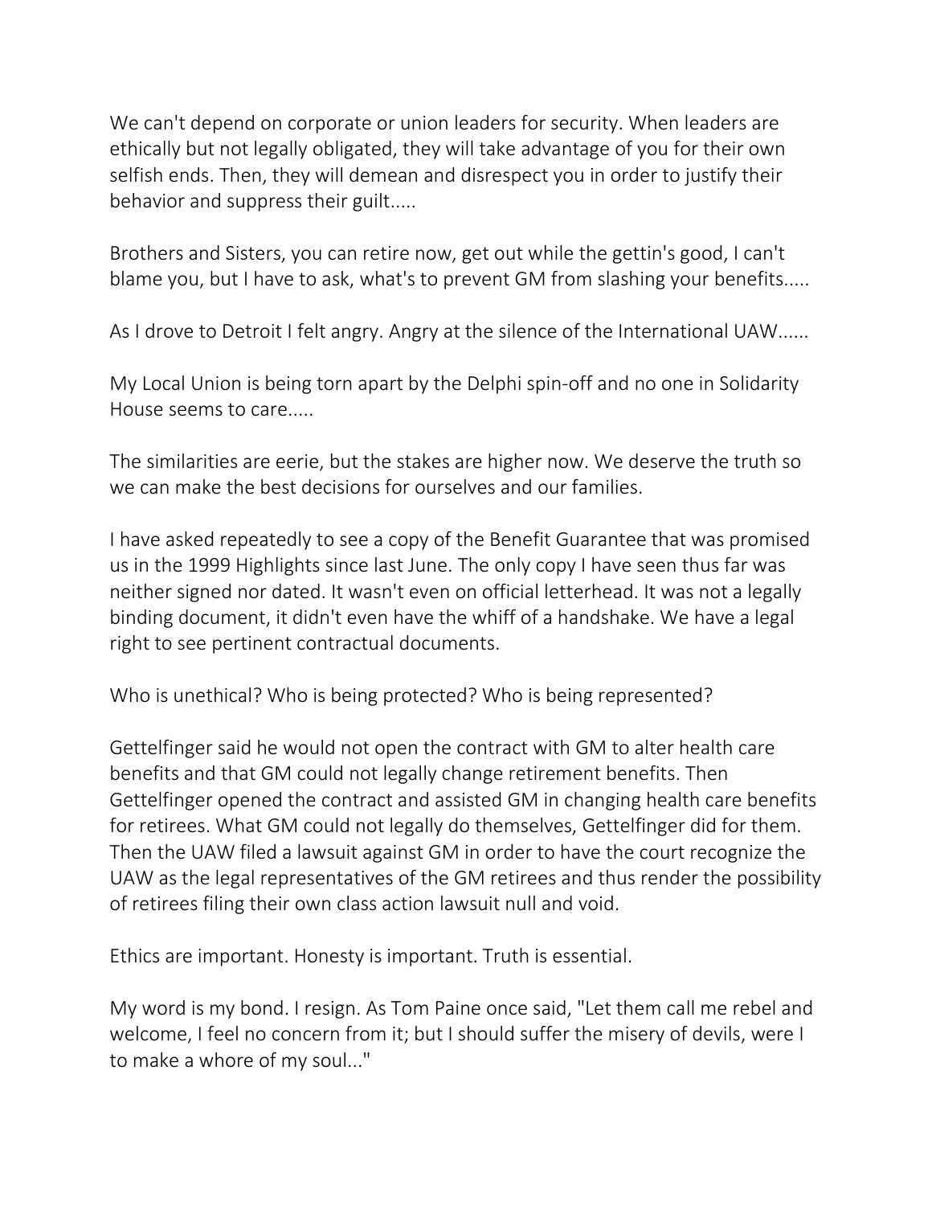We can't depend on corporate or union leaders for security. When leaders are ethically but not legally obligated, they will take advantage of you for their own selfish ends. Then, they will demean and disrespect you in order to justify their behavior and suppress their guilt.....

Brothers and Sisters, you can retire now, get out while the gettin's good, I can't blame you, but I have to ask, what's to prevent GM from slashing your benefits.....

As I drove to Detroit I felt angry. Angry at the silence of the International UAW......

My Local Union is being torn apart by the Delphi spin-off and no one in Solidarity House seems to care.....

The similarities are eerie, but the stakes are higher now. We deserve the truth so we can make the best decisions for ourselves and our families.

I have asked repeatedly to see a copy of the Benefit Guarantee that was promised us in the 1999 Highlights since last June. The only copy I have seen thus far was neither signed nor dated. It wasn't even on official letterhead. It was not a legally binding document, it didn't even have the whiff of a handshake. We have a legal right to see pertinent contractual documents.

Who is unethical? Who is being protected? Who is being represented?

Gettelfinger said he would not open the contract with GM to alter health care benefits and that GM could not legally change retirement benefits. Then Gettelfinger opened the contract and assisted GM in changing health care benefits for retirees. What GM could not legally do themselves, Gettelfinger did for them. Then the UAW filed a lawsuit against GM in order to have the court recognize the UAW as the legal representatives of the GM retirees and thus render the possibility of retirees filing their own class action lawsuit null and void.

Ethics are important. Honesty is important. Truth is essential.

My word is my bond. I resign. As Tom Paine once said, "Let them call me rebel and welcome, I feel no concern from it; but I should suffer the misery of devils, were I to make a whore of my soul..."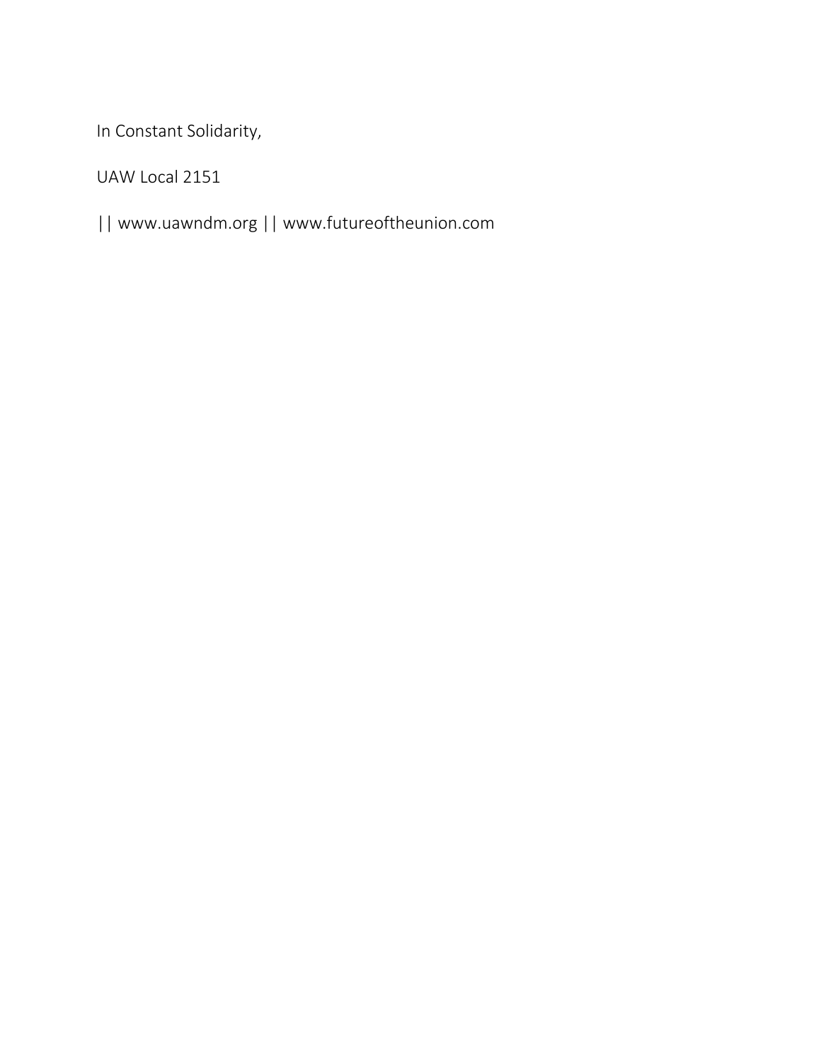In Constant Solidarity,

UAW Local 2151

|| www.uawndm.org || www.futureoftheunion.com